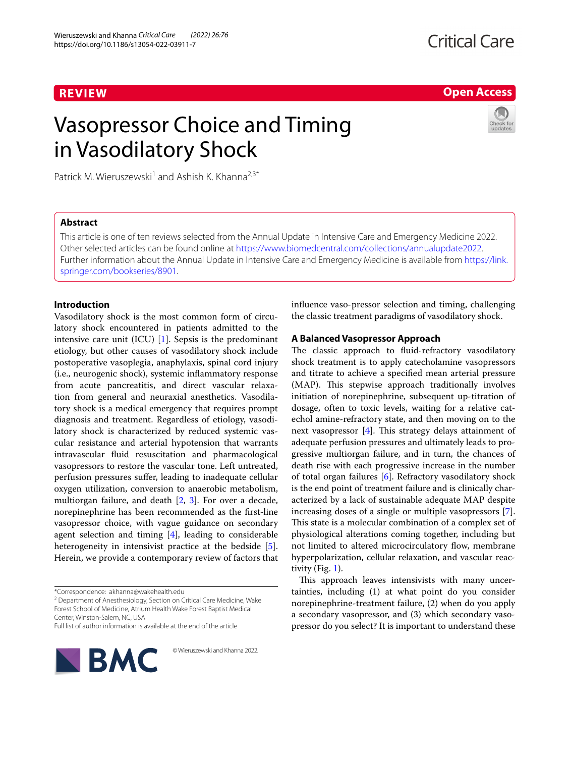REVIEW

Open Access

# Vasopressor Choice and Timing in Vasodilatory Shock

Patrick M. Wieruszewski[1] and Ashish K. Khanna[2,3*]

## Abstract

This article is one of ten reviews selected from the Annual Update in Intensive Care and Emergency Medicine 2022. Other selected articles can be found online at https://www.biomedcentral.com/collections/annualupdate2022. Further information about the Annual Update in Intensive Care and Emergency Medicine is available from https://link.springer.com/bookseries/8901.

## Introduction

Vasodilatory shock is the most common form of circulatory shock encountered in patients admitted to the intensive care unit (ICU) [1]. Sepsis is the predominant etiology, but other causes of vasodilatory shock include postoperative vasoplegia, anaphylaxis, spinal cord injury (i.e., neurogenic shock), systemic inflammatory response from acute pancreatitis, and direct vascular relaxation from general and neuraxial anesthetics. Vasodilatory shock is a medical emergency that requires prompt diagnosis and treatment. Regardless of etiology, vasodilatory shock is characterized by reduced systemic vascular resistance and arterial hypotension that warrants intravascular fluid resuscitation and pharmacological vasopressors to restore the vascular tone. Left untreated, perfusion pressures suffer, leading to inadequate cellular oxygen utilization, conversion to anaerobic metabolism, multiorgan failure, and death [2, 3]. For over a decade, norepinephrine has been recommended as the first-line vasopressor choice, with vague guidance on secondary agent selection and timing [4], leading to considerable heterogeneity in intensivist practice at the bedside [5]. Herein, we provide a contemporary review of factors that influence vaso-pressor selection and timing, challenging the classic treatment paradigms of vasodilatory shock.

## A Balanced Vasopressor Approach

The classic approach to fluid-refractory vasodilatory shock treatment is to apply catecholamine vasopressors and titrate to achieve a specified mean arterial pressure (MAP). This stepwise approach traditionally involves initiation of norepinephrine, subsequent up-titration of dosage, often to toxic levels, waiting for a relative catechol amine-refractory state, and then moving on to the next vasopressor [4]. This strategy delays attainment of adequate perfusion pressures and ultimately leads to progressive multiorgan failure, and in turn, the chances of death rise with each progressive increase in the number of total organ failures [6]. Refractory vasodilatory shock is the end point of treatment failure and is clinically characterized by a lack of sustainable adequate MAP despite increasing doses of a single or multiple vasopressors [7]. This state is a molecular combination of a complex set of physiological alterations coming together, including but not limited to altered microcirculatory flow, membrane hyperpolarization, cellular relaxation, and vascular reactivity (Fig. 1).

This approach leaves intensivists with many uncertainties, including (1) at what point do you consider norepinephrine-treatment failure, (2) when do you apply a secondary vasopressor, and (3) which secondary vasopressor do you select? It is important to understand these

*Correspondence: akhanna@wakehealth.edu

[2] Department of Anesthesiology, Section on Critical Care Medicine, Wake Forest School of Medicine, Atrium Health Wake Forest Baptist Medical Center, Winston-Salem, NC, USA

Full list of author information is available at the end of the article

© Wieruszewski and Khanna 2022.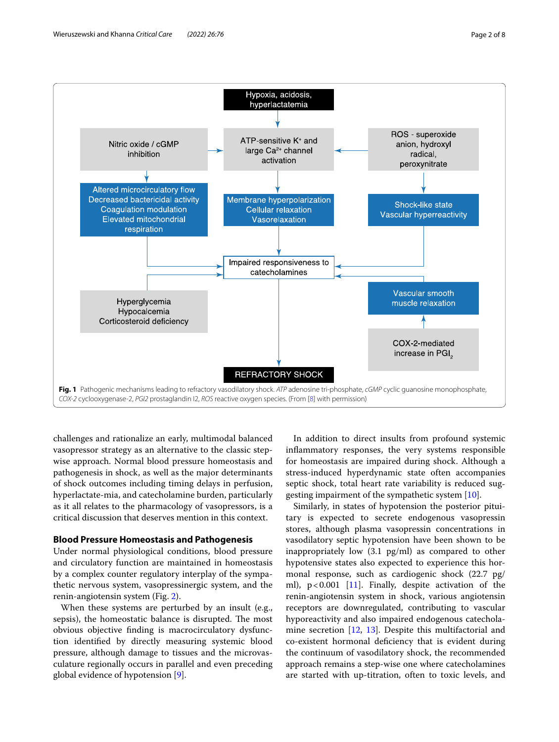Fig. 1 Pathogenic mechanisms leading to refractory vasodilatory shock. *ATP* adenosine tri-phosphate, *cGMP* cyclic guanosine monophosphate, *COX-2* cyclooxygenase-2, *PGI2* prostaglandin I2, *ROS* reactive oxygen species. (From [8] with permission)

challenges and rationalize an early, multimodal balanced vasopressor strategy as an alternative to the classic step-wise approach. Normal blood pressure homeostasis and pathogenesis in shock, as well as the major determinants of shock outcomes including timing delays in perfusion, hyperlactate-mia, and catecholamine burden, particularly as it all relates to the pharmacology of vasopressors, is a critical discussion that deserves mention in this context.

## Blood Pressure Homeostasis and Pathogenesis

Under normal physiological conditions, blood pressure and circulatory function are maintained in homeostasis by a complex counter regulatory interplay of the sympathetic nervous system, vasopressinergic system, and the renin-angiotensin system (Fig. 2).

When these systems are perturbed by an insult (e.g., sepsis), the homeostatic balance is disrupted. The most obvious objective finding is macrocirculatory dysfunction identified by directly measuring systemic blood pressure, although damage to tissues and the microvasculature regionally occurs in parallel and even preceding global evidence of hypotension [9].

In addition to direct insults from profound systemic inflammatory responses, the very systems responsible for homeostasis are impaired during shock. Although a stress-induced hyperdynamic state often accompanies septic shock, total heart rate variability is reduced suggesting impairment of the sympathetic system [10].

Similarly, in states of hypotension the posterior pituitary is expected to secrete endogenous vasopressin stores, although plasma vasopressin concentrations in vasodilatory septic hypotension have been shown to be inappropriately low (3.1 pg/ml) as compared to other hypotensive states also expected to experience this hormonal response, such as cardiogenic shock (22.7 pg/ml), $p < 0.001$ [11]. Finally, despite activation of the renin-angiotensin system in shock, various angiotensin receptors are downregulated, contributing to vascular hyporeactivity and also impaired endogenous catecholamine secretion [12, 13]. Despite this multifactorial and co-existent hormonal deficiency that is evident during the continuum of vasodilatory shock, the recommended approach remains a step-wise one where catecholamines are started with up-titration, often to toxic levels, and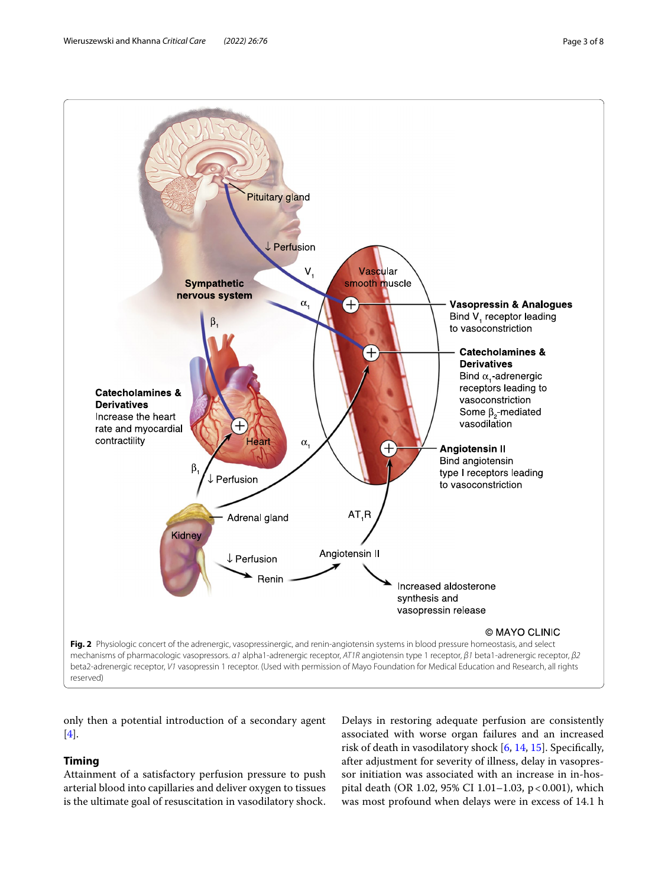**Fig. 2** Physiologic concert of the adrenergic, vasopressinergic, and renin-angiotensin systems in blood pressure homeostasis, and select mechanisms of pharmacologic vasopressors. *α1* alpha1-adrenergic receptor, *AT1R* angiotensin type 1 receptor, *β1* beta1-adrenergic receptor, *β2* beta2-adrenergic receptor, *V1* vasopressin 1 receptor. (Used with permission of Mayo Foundation for Medical Education and Research, all rights reserved)

only then a potential introduction of a secondary agent [4].

## Timing

Attainment of a satisfactory perfusion pressure to push arterial blood into capillaries and deliver oxygen to tissues is the ultimate goal of resuscitation in vasodilatory shock. Delays in restoring adequate perfusion are consistently associated with worse organ failures and an increased risk of death in vasodilatory shock [6, 14, 15]. Specifically, after adjustment for severity of illness, delay in vasopressor initiation was associated with an increase in in-hospital death (OR 1.02, 95% CI 1.01–1.03, $p<0.001$), which was most profound when delays were in excess of 14.1 h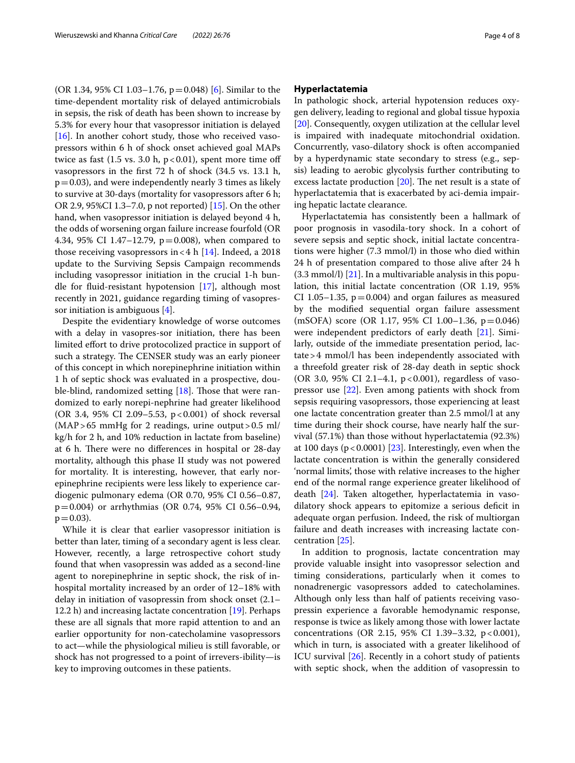(OR 1.34, 95% CI 1.03–1.76, p = 0.048) [6]. Similar to the time-dependent mortality risk of delayed antimicrobials in sepsis, the risk of death has been shown to increase by 5.3% for every hour that vasopressor initiation is delayed [16]. In another cohort study, those who received vasopressors within 6 h of shock onset achieved goal MAPs twice as fast (1.5 vs. 3.0 h, p < 0.01), spent more time off vasopressors in the first 72 h of shock (34.5 vs. 13.1 h, p = 0.03), and were independently nearly 3 times as likely to survive at 30-days (mortality for vasopressors after 6 h; OR 2.9, 95%CI 1.3–7.0, p not reported) [15]. On the other hand, when vasopressor initiation is delayed beyond 4 h, the odds of worsening organ failure increase fourfold (OR 4.34, 95% CI 1.47–12.79, p = 0.008), when compared to those receiving vasopressors in < 4 h [14]. Indeed, a 2018 update to the Surviving Sepsis Campaign recommends including vasopressor initiation in the crucial 1-h bundle for fluid-resistant hypotension [17], although most recently in 2021, guidance regarding timing of vasopressor initiation is ambiguous [4].

Despite the evidentiary knowledge of worse outcomes with a delay in vasopres-sor initiation, there has been limited effort to drive protocolized practice in support of such a strategy. The CENSER study was an early pioneer of this concept in which norepinephrine initiation within 1 h of septic shock was evaluated in a prospective, double-blind, randomized setting [18]. Those that were randomized to early norepi-nephrine had greater likelihood (OR 3.4, 95% CI 2.09–5.53, p < 0.001) of shock reversal (MAP > 65 mmHg for 2 readings, urine output > 0.5 ml/kg/h for 2 h, and 10% reduction in lactate from baseline) at 6 h. There were no differences in hospital or 28-day mortality, although this phase II study was not powered for mortality. It is interesting, however, that early norepinephrine recipients were less likely to experience cardiogenic pulmonary edema (OR 0.70, 95% CI 0.56–0.87, p = 0.004) or arrhythmias (OR 0.74, 95% CI 0.56–0.94, p = 0.03).

While it is clear that earlier vasopressor initiation is better than later, timing of a secondary agent is less clear. However, recently, a large retrospective cohort study found that when vasopressin was added as a second-line agent to norepinephrine in septic shock, the risk of in-hospital mortality increased by an order of 12–18% with delay in initiation of vasopressin from shock onset (2.1–12.2 h) and increasing lactate concentration [19]. Perhaps these are all signals that more rapid attention to and an earlier opportunity for non-catecholamine vasopressors to act—while the physiological milieu is still favorable, or shock has not progressed to a point of irrevers-ibility—is key to improving outcomes in these patients.

## Hyperlactatemia

In pathologic shock, arterial hypotension reduces oxygen delivery, leading to regional and global tissue hypoxia [20]. Consequently, oxygen utilization at the cellular level is impaired with inadequate mitochondrial oxidation. Concurrently, vaso-dilatory shock is often accompanied by a hyperdynamic state secondary to stress (e.g., sepsis) leading to aerobic glycolysis further contributing to excess lactate production [20]. The net result is a state of hyperlactatemia that is exacerbated by aci-demia impairing hepatic lactate clearance.

Hyperlactatemia has consistently been a hallmark of poor prognosis in vasodila-tory shock. In a cohort of severe sepsis and septic shock, initial lactate concentrations were higher (7.3 mmol/l) in those who died within 24 h of presentation compared to those alive after 24 h (3.3 mmol/l) [21]. In a multivariable analysis in this population, this initial lactate concentration (OR 1.19, 95% CI 1.05–1.35, p = 0.004) and organ failures as measured by the modified sequential organ failure assessment (mSOFA) score (OR 1.17, 95% CI 1.00–1.36, p = 0.046) were independent predictors of early death [21]. Similarly, outside of the immediate presentation period, lactate > 4 mmol/l has been independently associated with a threefold greater risk of 28-day death in septic shock (OR 3.0, 95% CI 2.1–4.1, p < 0.001), regardless of vasopressor use [22]. Even among patients with shock from sepsis requiring vasopressors, those experiencing at least one lactate concentration greater than 2.5 mmol/l at any time during their shock course, have nearly half the survival (57.1%) than those without hyperlactatemia (92.3%) at 100 days (p < 0.0001) [23]. Interestingly, even when the lactate concentration is within the generally considered 'normal limits', those with relative increases to the higher end of the normal range experience greater likelihood of death [24]. Taken altogether, hyperlactatemia in vasodilatory shock appears to epitomize a serious deficit in adequate organ perfusion. Indeed, the risk of multiorgan failure and death increases with increasing lactate concentration [25].

In addition to prognosis, lactate concentration may provide valuable insight into vasopressor selection and timing considerations, particularly when it comes to nonadrenergic vasopressors added to catecholamines. Although only less than half of patients receiving vasopressin experience a favorable hemodynamic response, response is twice as likely among those with lower lactate concentrations (OR 2.15, 95% CI 1.39–3.32, p < 0.001), which in turn, is associated with a greater likelihood of ICU survival [26]. Recently in a cohort study of patients with septic shock, when the addition of vasopressin to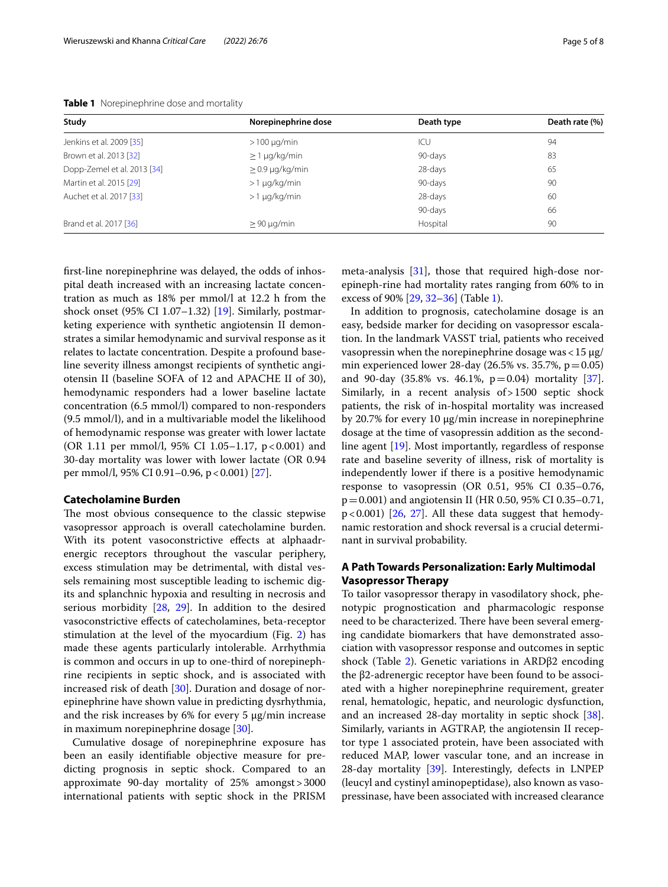**Table 1** Norepinephrine dose and mortality

| Study | Norepinephrine dose | Death type | Death rate (%) |
|---|---|---|---|
| Jenkins et al. 2009 [35] | >100 μg/min | ICU | 94 |
| Brown et al. 2013 [32] | ≥1 μg/kg/min | 90-days | 83 |
| Dopp-Zemel et al. 2013 [34] | ≥0.9 μg/kg/min | 28-days | 65 |
| Martin et al. 2015 [29] | >1 μg/kg/min | 90-days | 90 |
| Auchet et al. 2017 [33] | >1 μg/kg/min | 28-days | 60 |
| | | 90-days | 66 |
| Brand et al. 2017 [36] | ≥90 μg/min | Hospital | 90 |

first-line norepinephrine was delayed, the odds of inhospital death increased with an increasing lactate concentration as much as 18% per mmol/l at 12.2 h from the shock onset (95% CI 1.07–1.32) [19]. Similarly, postmarketing experience with synthetic angiotensin II demonstrates a similar hemodynamic and survival response as it relates to lactate concentration. Despite a profound baseline severity illness amongst recipients of synthetic angiotensin II (baseline SOFA of 12 and APACHE II of 30), hemodynamic responders had a lower baseline lactate concentration (6.5 mmol/l) compared to non-responders (9.5 mmol/l), and in a multivariable model the likelihood of hemodynamic response was greater with lower lactate (OR 1.11 per mmol/l, 95% CI 1.05–1.17, $p<0.001$) and 30-day mortality was lower with lower lactate (OR 0.94 per mmol/l, 95% CI 0.91–0.96, $p<0.001$) [27].

## Catecholamine Burden

The most obvious consequence to the classic stepwise vasopressor approach is overall catecholamine burden. With its potent vasoconstrictive effects at alphaadrenergic receptors throughout the vascular periphery, excess stimulation may be detrimental, with distal vessels remaining most susceptible leading to ischemic digits and splanchnic hypoxia and resulting in necrosis and serious morbidity [28, 29]. In addition to the desired vasoconstrictive effects of catecholamines, beta-receptor stimulation at the level of the myocardium (Fig. 2) has made these agents particularly intolerable. Arrhythmia is common and occurs in up to one-third of norepinephrine recipients in septic shock, and is associated with increased risk of death [30]. Duration and dosage of norepinephrine have shown value in predicting dysrhythmia, and the risk increases by 6% for every 5 μg/min increase in maximum norepinephrine dosage [30].

Cumulative dosage of norepinephrine exposure has been an easily identifiable objective measure for predicting prognosis in septic shock. Compared to an approximate 90-day mortality of 25% amongst >3000 international patients with septic shock in the PRISM meta-analysis [31], those that required high-dose norepinephrine had mortality rates ranging from 60% to in excess of 90% [29, 32–36] (Table 1).

In addition to prognosis, catecholamine dosage is an easy, bedside marker for deciding on vasopressor escalation. In the landmark VASST trial, patients who received vasopressin when the norepinephrine dosage was <15 μg/min experienced lower 28-day (26.5% vs. 35.7%, $p=0.05$) and 90-day (35.8% vs. 46.1%, $p=0.04$) mortality [37]. Similarly, in a recent analysis of >1500 septic shock patients, the risk of in-hospital mortality was increased by 20.7% for every 10 μg/min increase in norepinephrine dosage at the time of vasopressin addition as the second-line agent [19]. Most importantly, regardless of response rate and baseline severity of illness, risk of mortality is independently lower if there is a positive hemodynamic response to vasopressin (OR 0.51, 95% CI 0.35–0.76, $p=0.001$) and angiotensin II (HR 0.50, 95% CI 0.35–0.71, $p<0.001$) [26, 27]. All these data suggest that hemodynamic restoration and shock reversal is a crucial determinant in survival probability.

## A Path Towards Personalization: Early Multimodal Vasopressor Therapy

To tailor vasopressor therapy in vasodilatory shock, phenotypic prognostication and pharmacologic response need to be characterized. There have been several emerging candidate biomarkers that have demonstrated association with vasopressor response and outcomes in septic shock (Table 2). Genetic variations in ARDβ2 encoding the β2-adrenergic receptor have been found to be associated with a higher norepinephrine requirement, greater renal, hematologic, hepatic, and neurologic dysfunction, and an increased 28-day mortality in septic shock [38]. Similarly, variants in AGTRAP, the angiotensin II receptor type 1 associated protein, have been associated with reduced MAP, lower vascular tone, and an increase in 28-day mortality [39]. Interestingly, defects in LNPEP (leucyl and cystinyl aminopeptidase), also known as vasopressinase, have been associated with increased clearance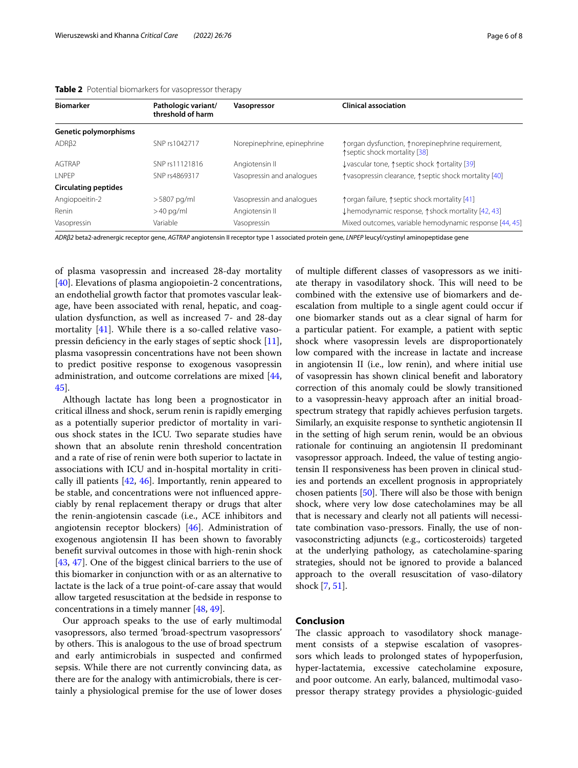**Table 2** Potential biomarkers for vasopressor therapy

| Biomarker | Pathologic variant/ threshold of harm | Vasopressor | Clinical association |
|---|---|---|---|
| **Genetic polymorphisms** | | | |
| ADRβ2 | SNP rs1042717 | Norepinephrine, epinephrine | ↑organ dysfunction, ↑norepinephrine requirement, ↑septic shock mortality [38] |
| AGTRAP | SNP rs11121816 | Angiotensin II | ↓vascular tone, ↑septic shock ↑ortality [39] |
| LNPEP | SNP rs4869317 | Vasopressin and analogues | ↑vasopressin clearance, ↑septic shock mortality [40] |
| **Circulating peptides** | | | |
| Angiopoeitin-2 | >5807 pg/ml | Vasopressin and analogues | ↑organ failure, ↑septic shock mortality [41] |
| Renin | >40 pg/ml | Angiotensin II | ↓hemodynamic response, ↑shock mortality [42, 43] |
| Vasopressin | Variable | Vasopressin | Mixed outcomes, variable hemodynamic response [44, 45] |

*ADRβ2* beta2-adrenergic receptor gene, *AGTRAP* angiotensin II receptor type 1 associated protein gene, *LNPEP* leucyl/cystinyl aminopeptidase gene

of plasma vasopressin and increased 28-day mortality [40]. Elevations of plasma angiopoietin-2 concentrations, an endothelial growth factor that promotes vascular leakage, have been associated with renal, hepatic, and coagulation dysfunction, as well as increased 7- and 28-day mortality [41]. While there is a so-called relative vasopressin deficiency in the early stages of septic shock [11], plasma vasopressin concentrations have not been shown to predict positive response to exogenous vasopressin administration, and outcome correlations are mixed [44, 45].

Although lactate has long been a prognosticator in critical illness and shock, serum renin is rapidly emerging as a potentially superior predictor of mortality in various shock states in the ICU. Two separate studies have shown that an absolute renin threshold concentration and a rate of rise of renin were both superior to lactate in associations with ICU and in-hospital mortality in critically ill patients [42, 46]. Importantly, renin appeared to be stable, and concentrations were not influenced appreciably by renal replacement therapy or drugs that alter the renin-angiotensin cascade (i.e., ACE inhibitors and angiotensin receptor blockers) [46]. Administration of exogenous angiotensin II has been shown to favorably benefit survival outcomes in those with high-renin shock [43, 47]. One of the biggest clinical barriers to the use of this biomarker in conjunction with or as an alternative to lactate is the lack of a true point-of-care assay that would allow targeted resuscitation at the bedside in response to concentrations in a timely manner [48, 49].

Our approach speaks to the use of early multimodal vasopressors, also termed 'broad-spectrum vasopressors' by others. This is analogous to the use of broad spectrum and early antimicrobials in suspected and confirmed sepsis. While there are not currently convincing data, as there are for the analogy with antimicrobials, there is certainly a physiological premise for the use of lower doses of multiple different classes of vasopressors as we initiate therapy in vasodilatory shock. This will need to be combined with the extensive use of biomarkers and de-escalation from multiple to a single agent could occur if one biomarker stands out as a clear signal of harm for a particular patient. For example, a patient with septic shock where vasopressin levels are disproportionately low compared with the increase in lactate and increase in angiotensin II (i.e., low renin), and where initial use of vasopressin has shown clinical benefit and laboratory correction of this anomaly could be slowly transitioned to a vasopressin-heavy approach after an initial broad-spectrum strategy that rapidly achieves perfusion targets. Similarly, an exquisite response to synthetic angiotensin II in the setting of high serum renin, would be an obvious rationale for continuing an angiotensin II predominant vasopressor approach. Indeed, the value of testing angiotensin II responsiveness has been proven in clinical studies and portends an excellent prognosis in appropriately chosen patients [50]. There will also be those with benign shock, where very low dose catecholamines may be all that is necessary and clearly not all patients will necessitate combination vaso-pressors. Finally, the use of non-vasoconstricting adjuncts (e.g., corticosteroids) targeted at the underlying pathology, as catecholamine-sparing strategies, should not be ignored to provide a balanced approach to the overall resuscitation of vaso-dilatory shock [7, 51].

## Conclusion

The classic approach to vasodilatory shock management consists of a stepwise escalation of vasopressors which leads to prolonged states of hypoperfusion, hyper-lactatemia, excessive catecholamine exposure, and poor outcome. An early, balanced, multimodal vasopressor therapy strategy provides a physiologic-guided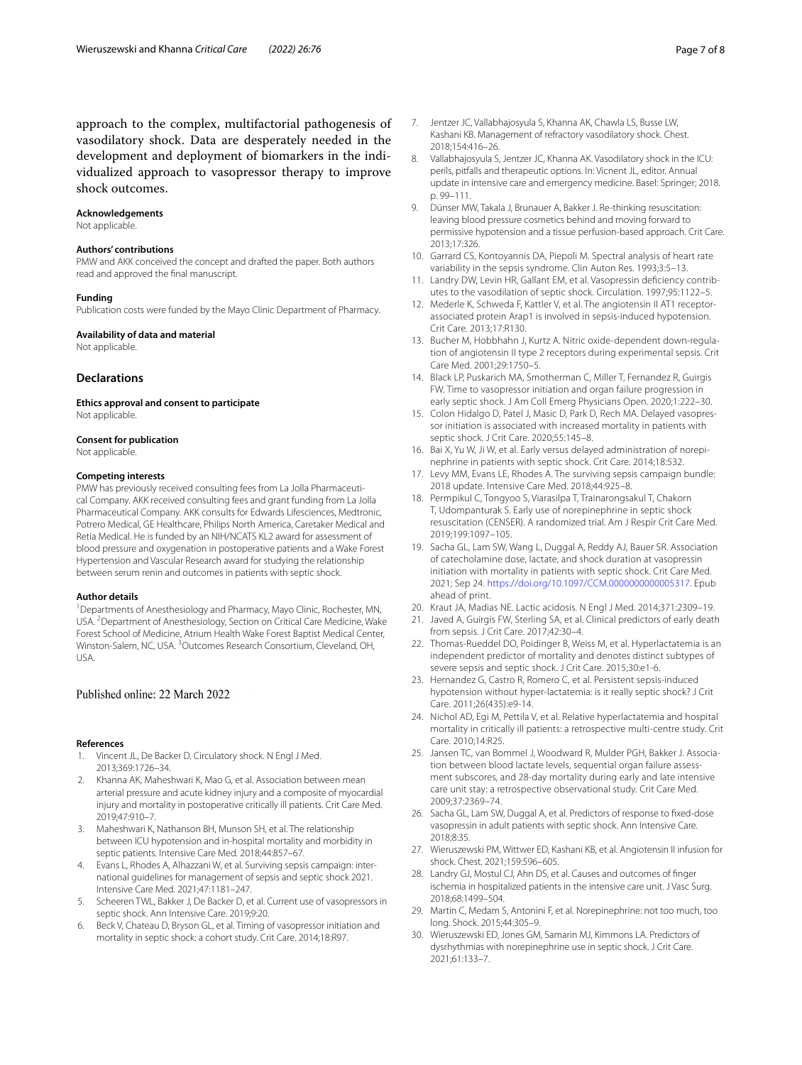approach to the complex, multifactorial pathogenesis of vasodilatory shock. Data are desperately needed in the development and deployment of biomarkers in the individualized approach to vasopressor therapy to improve shock outcomes.

#### Acknowledgements

Not applicable.

#### Authors' contributions

PMW and AKK conceived the concept and drafted the paper. Both authors read and approved the final manuscript.

#### Funding

Publication costs were funded by the Mayo Clinic Department of Pharmacy.

#### Availability of data and material

Not applicable.

### Declarations

#### Ethics approval and consent to participate

Not applicable.

#### Consent for publication

Not applicable.

#### Competing interests

PMW has previously received consulting fees from La Jolla Pharmaceutical Company. AKK received consulting fees and grant funding from La Jolla Pharmaceutical Company. AKK consults for Edwards Lifesciences, Medtronic, Potrero Medical, GE Healthcare, Philips North America, Caretaker Medical and Retia Medical. He is funded by an NIH/NCATS KL2 award for assessment of blood pressure and oxygenation in postoperative patients and a Wake Forest Hypertension and Vascular Research award for studying the relationship between serum renin and outcomes in patients with septic shock.

#### Author details

[1]Departments of Anesthesiology and Pharmacy, Mayo Clinic, Rochester, MN, USA. [2]Department of Anesthesiology, Section on Critical Care Medicine, Wake Forest School of Medicine, Atrium Health Wake Forest Baptist Medical Center, Winston-Salem, NC, USA. [3]Outcomes Research Consortium, Cleveland, OH, USA.

Published online: 22 March 2022

#### References

1. Vincent JL, De Backer D. Circulatory shock. N Engl J Med. 2013;369:1726–34.
2. Khanna AK, Maheshwari K, Mao G, et al. Association between mean arterial pressure and acute kidney injury and a composite of myocardial injury and mortality in postoperative critically ill patients. Crit Care Med. 2019;47:910–7.
3. Maheshwari K, Nathanson BH, Munson SH, et al. The relationship between ICU hypotension and in-hospital mortality and morbidity in septic patients. Intensive Care Med. 2018;44:857–67.
4. Evans L, Rhodes A, Alhazzani W, et al. Surviving sepsis campaign: international guidelines for management of sepsis and septic shock 2021. Intensive Care Med. 2021;47:1181–247.
5. Scheeren TWL, Bakker J, De Backer D, et al. Current use of vasopressors in septic shock. Ann Intensive Care. 2019;9:20.
6. Beck V, Chateau D, Bryson GL, et al. Timing of vasopressor initiation and mortality in septic shock: a cohort study. Crit Care. 2014;18:R97.
7. Jentzer JC, Vallabhajosyula S, Khanna AK, Chawla LS, Busse LW, Kashani KB. Management of refractory vasodilatory shock. Chest. 2018;154:416–26.
8. Vallabhajosyula S, Jentzer JC, Khanna AK. Vasodilatory shock in the ICU: perils, pitfalls and therapeutic options. In: Vicnent JL, editor. Annual update in intensive care and emergency medicine. Basel: Springer; 2018. p. 99–111.
9. Dünser MW, Takala J, Brunauer A, Bakker J. Re-thinking resuscitation: leaving blood pressure cosmetics behind and moving forward to permissive hypotension and a tissue perfusion-based approach. Crit Care. 2013;17:326.
10. Garrard CS, Kontoyannis DA, Piepoli M. Spectral analysis of heart rate variability in the sepsis syndrome. Clin Auton Res. 1993;3:5–13.
11. Landry DW, Levin HR, Gallant EM, et al. Vasopressin deficiency contributes to the vasodilation of septic shock. Circulation. 1997;95:1122–5.
12. Mederle K, Schweda F, Kattler V, et al. The angiotensin II AT1 receptor-associated protein Arap1 is involved in sepsis-induced hypotension. Crit Care. 2013;17:R130.
13. Bucher M, Hobbhahn J, Kurtz A. Nitric oxide-dependent down-regulation of angiotensin II type 2 receptors during experimental sepsis. Crit Care Med. 2001;29:1750–5.
14. Black LP, Puskarich MA, Smotherman C, Miller T, Fernandez R, Guirgis FW. Time to vasopressor initiation and organ failure progression in early septic shock. J Am Coll Emerg Physicians Open. 2020;1:222–30.
15. Colon Hidalgo D, Patel J, Masic D, Park D, Rech MA. Delayed vasopressor initiation is associated with increased mortality in patients with septic shock. J Crit Care. 2020;55:145–8.
16. Bai X, Yu W, Ji W, et al. Early versus delayed administration of norepinephrine in patients with septic shock. Crit Care. 2014;18:532.
17. Levy MM, Evans LE, Rhodes A. The surviving sepsis campaign bundle: 2018 update. Intensive Care Med. 2018;44:925–8.
18. Permpikul C, Tongyoo S, Viarasilpa T, Trainarongsakul T, Chakorn T, Udompanturak S. Early use of norepinephrine in septic shock resuscitation (CENSER). A randomized trial. Am J Respir Crit Care Med. 2019;199:1097–105.
19. Sacha GL, Lam SW, Wang L, Duggal A, Reddy AJ, Bauer SR. Association of catecholamine dose, lactate, and shock duration at vasopressin initiation with mortality in patients with septic shock. Crit Care Med. 2021; Sep 24. https://doi.org/10.1097/CCM.0000000000005317. Epub ahead of print.
20. Kraut JA, Madias NE. Lactic acidosis. N Engl J Med. 2014;371:2309–19.
21. Javed A, Guirgis FW, Sterling SA, et al. Clinical predictors of early death from sepsis. J Crit Care. 2017;42:30–4.
22. Thomas-Rueddel DO, Poidinger B, Weiss M, et al. Hyperlactatemia is an independent predictor of mortality and denotes distinct subtypes of severe sepsis and septic shock. J Crit Care. 2015;30:e1-6.
23. Hernandez G, Castro R, Romero C, et al. Persistent sepsis-induced hypotension without hyper-lactatemia: is it really septic shock? J Crit Care. 2011;26(435):e9-14.
24. Nichol AD, Egi M, Pettila V, et al. Relative hyperlactatemia and hospital mortality in critically ill patients: a retrospective multi-centre study. Crit Care. 2010;14:R25.
25. Jansen TC, van Bommel J, Woodward R, Mulder PGH, Bakker J. Association between blood lactate levels, sequential organ failure assessment subscores, and 28-day mortality during early and late intensive care unit stay: a retrospective observational study. Crit Care Med. 2009;37:2369–74.
26. Sacha GL, Lam SW, Duggal A, et al. Predictors of response to fixed-dose vasopressin in adult patients with septic shock. Ann Intensive Care. 2018;8:35.
27. Wieruszewski PM, Wittwer ED, Kashani KB, et al. Angiotensin II infusion for shock. Chest. 2021;159:596–605.
28. Landry GJ, Mostul CJ, Ahn DS, et al. Causes and outcomes of finger ischemia in hospitalized patients in the intensive care unit. J Vasc Surg. 2018;68:1499–504.
29. Martin C, Medam S, Antonini F, et al. Norepinephrine: not too much, too long. Shock. 2015;44:305–9.
30. Wieruszewski ED, Jones GM, Samarin MJ, Kimmons LA. Predictors of dysrhythmias with norepinephrine use in septic shock. J Crit Care. 2021;61:133–7.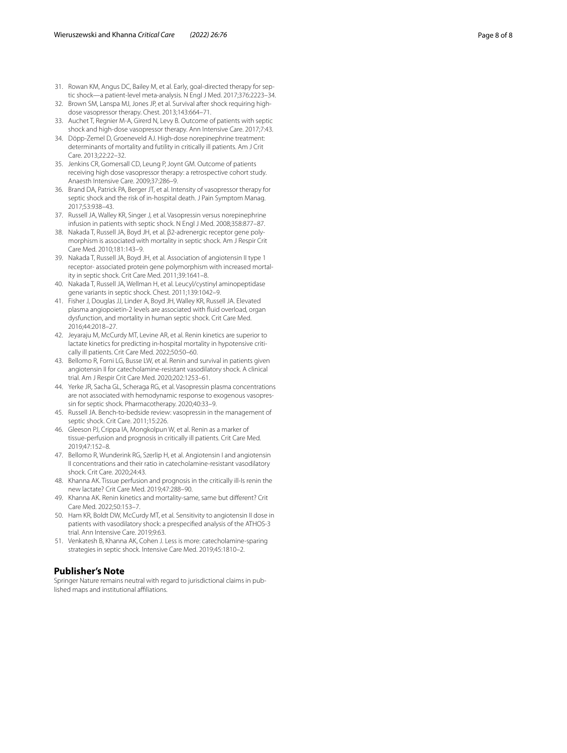31. Rowan KM, Angus DC, Bailey M, et al. Early, goal-directed therapy for septic shock—a patient-level meta-analysis. N Engl J Med. 2017;376:2223–34.
32. Brown SM, Lanspa MJ, Jones JP, et al. Survival after shock requiring high-dose vasopressor therapy. Chest. 2013;143:664–71.
33. Auchet T, Regnier M-A, Girerd N, Levy B. Outcome of patients with septic shock and high-dose vasopressor therapy. Ann Intensive Care. 2017;7:43.
34. Döpp-Zemel D, Groeneveld AJ. High-dose norepinephrine treatment: determinants of mortality and futility in critically ill patients. Am J Crit Care. 2013;22:22–32.
35. Jenkins CR, Gomersall CD, Leung P, Joynt GM. Outcome of patients receiving high dose vasopressor therapy: a retrospective cohort study. Anaesth Intensive Care. 2009;37:286–9.
36. Brand DA, Patrick PA, Berger JT, et al. Intensity of vasopressor therapy for septic shock and the risk of in-hospital death. J Pain Symptom Manag. 2017;53:938–43.
37. Russell JA, Walley KR, Singer J, et al. Vasopressin versus norepinephrine infusion in patients with septic shock. N Engl J Med. 2008;358:877–87.
38. Nakada T, Russell JA, Boyd JH, et al. β2-adrenergic receptor gene polymorphism is associated with mortality in septic shock. Am J Respir Crit Care Med. 2010;181:143–9.
39. Nakada T, Russell JA, Boyd JH, et al. Association of angiotensin II type 1 receptor- associated protein gene polymorphism with increased mortality in septic shock. Crit Care Med. 2011;39:1641–8.
40. Nakada T, Russell JA, Wellman H, et al. Leucyl/cystinyl aminopeptidase gene variants in septic shock. Chest. 2011;139:1042–9.
41. Fisher J, Douglas JJ, Linder A, Boyd JH, Walley KR, Russell JA. Elevated plasma angiopoietin-2 levels are associated with fluid overload, organ dysfunction, and mortality in human septic shock. Crit Care Med. 2016;44:2018–27.
42. Jeyaraju M, McCurdy MT, Levine AR, et al. Renin kinetics are superior to lactate kinetics for predicting in-hospital mortality in hypotensive critically ill patients. Crit Care Med. 2022;50:50–60.
43. Bellomo R, Forni LG, Busse LW, et al. Renin and survival in patients given angiotensin II for catecholamine-resistant vasodilatory shock. A clinical trial. Am J Respir Crit Care Med. 2020;202:1253–61.
44. Yerke JR, Sacha GL, Scheraga RG, et al. Vasopressin plasma concentrations are not associated with hemodynamic response to exogenous vasopressin for septic shock. Pharmacotherapy. 2020;40:33–9.
45. Russell JA. Bench-to-bedside review: vasopressin in the management of septic shock. Crit Care. 2011;15:226.
46. Gleeson PJ, Crippa IA, Mongkolpun W, et al. Renin as a marker of tissue-perfusion and prognosis in critically ill patients. Crit Care Med. 2019;47:152–8.
47. Bellomo R, Wunderink RG, Szerlip H, et al. Angiotensin I and angiotensin II concentrations and their ratio in catecholamine-resistant vasodilatory shock. Crit Care. 2020;24:43.
48. Khanna AK. Tissue perfusion and prognosis in the critically ill-Is renin the new lactate? Crit Care Med. 2019;47:288–90.
49. Khanna AK. Renin kinetics and mortality-same, same but different? Crit Care Med. 2022;50:153–7.
50. Ham KR, Boldt DW, McCurdy MT, et al. Sensitivity to angiotensin II dose in patients with vasodilatory shock: a prespecified analysis of the ATHOS-3 trial. Ann Intensive Care. 2019;9:63.
51. Venkatesh B, Khanna AK, Cohen J. Less is more: catecholamine-sparing strategies in septic shock. Intensive Care Med. 2019;45:1810–2.

## Publisher's Note

Springer Nature remains neutral with regard to jurisdictional claims in published maps and institutional affiliations.